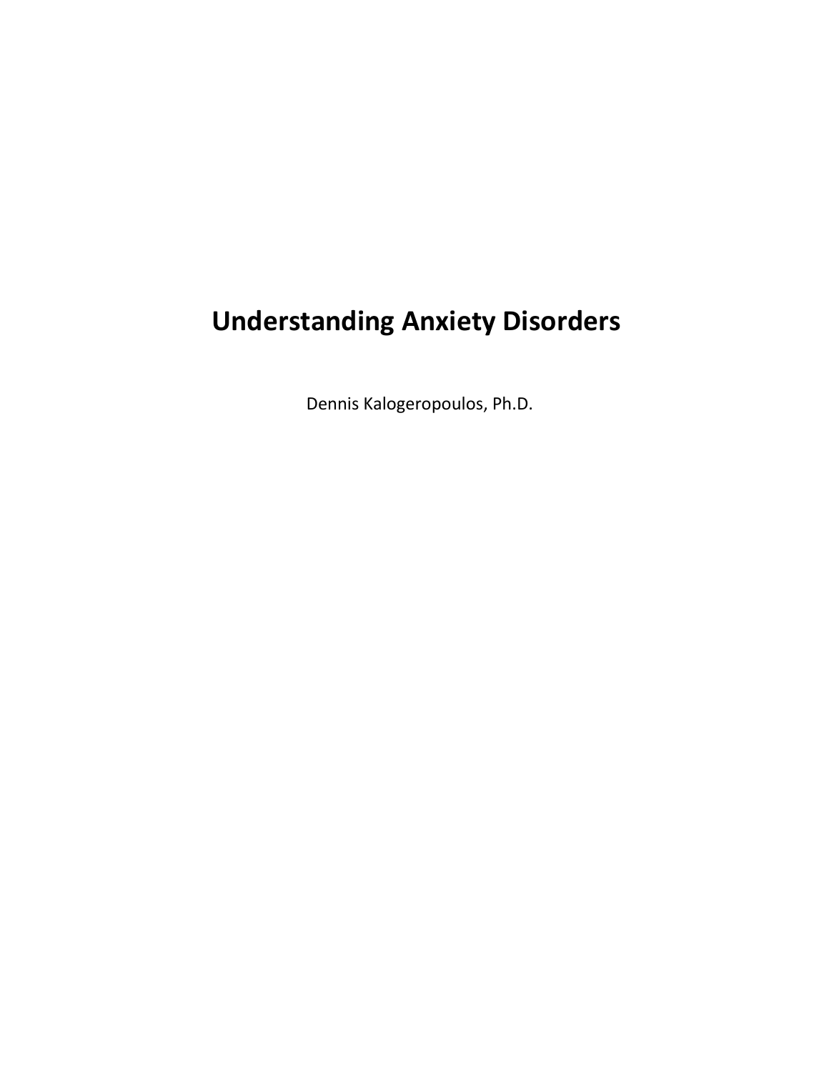# Understanding Anxiety Disorders

Dennis Kalogeropoulos, Ph.D.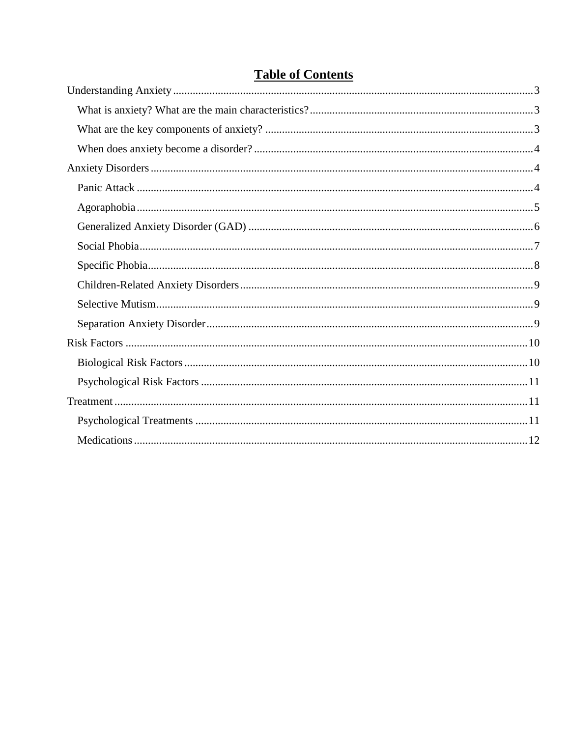# **Table of Contents**

Understanding Anxiety ........ 3
- What is anxiety? What are the main characteristics? ........ 3
- What are the key components of anxiety? ........ 3
- When does anxiety become a disorder? ........ 4

Anxiety Disorders ........ 4
- Panic Attack ........ 4
- Agoraphobia ........ 5
- Generalized Anxiety Disorder (GAD) ........ 6
- Social Phobia ........ 7
- Specific Phobia ........ 8
- Children-Related Anxiety Disorders ........ 9
- Selective Mutism ........ 9
- Separation Anxiety Disorder ........ 9

Risk Factors ........ 10
- Biological Risk Factors ........ 10
- Psychological Risk Factors ........ 11

Treatment ........ 11
- Psychological Treatments ........ 11
- Medications ........ 12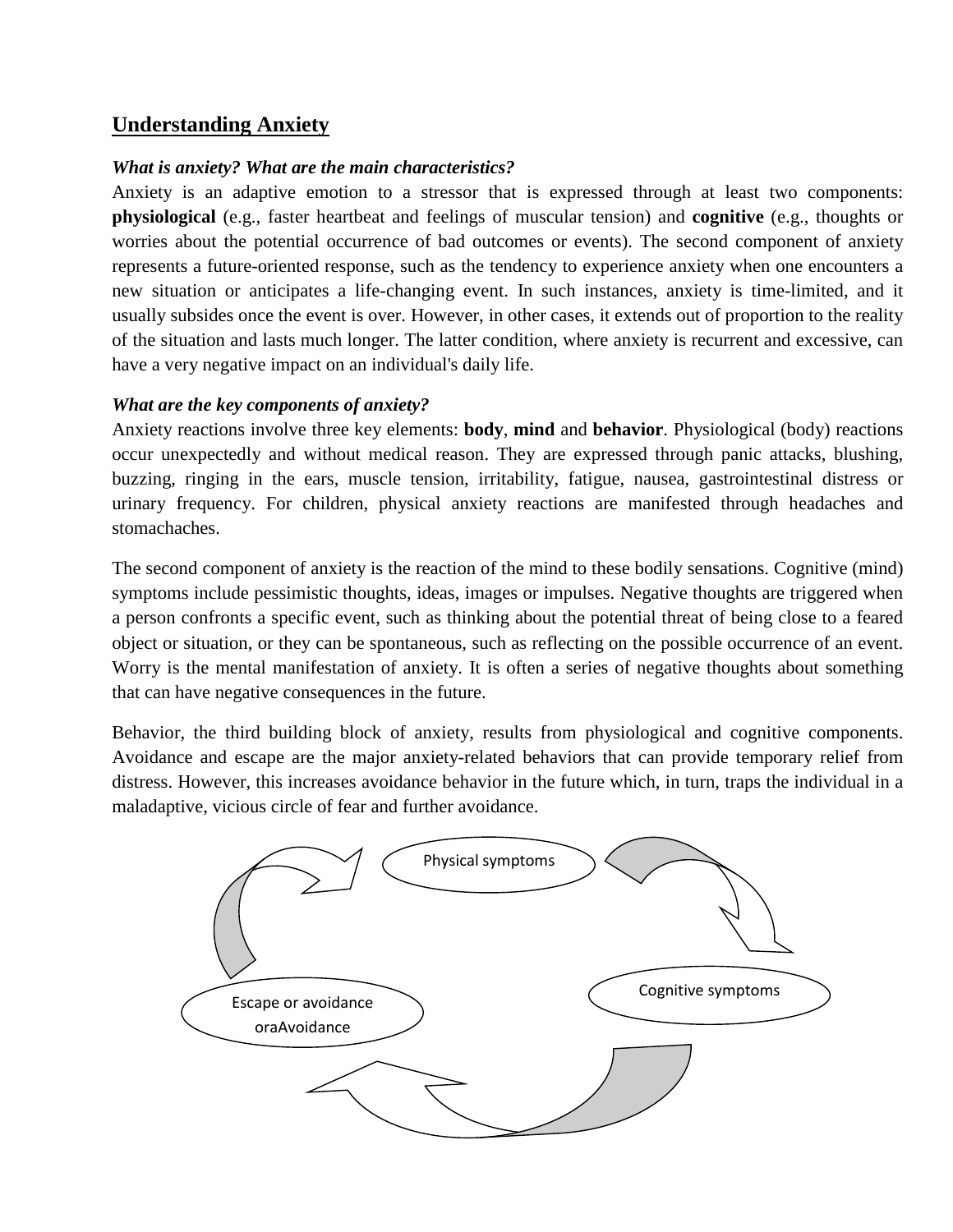## Understanding Anxiety

***What is anxiety? What are the main characteristics?***

Anxiety is an adaptive emotion to a stressor that is expressed through at least two components: **physiological** (e.g., faster heartbeat and feelings of muscular tension) and **cognitive** (e.g., thoughts or worries about the potential occurrence of bad outcomes or events). The second component of anxiety represents a future-oriented response, such as the tendency to experience anxiety when one encounters a new situation or anticipates a life-changing event. In such instances, anxiety is time-limited, and it usually subsides once the event is over. However, in other cases, it extends out of proportion to the reality of the situation and lasts much longer. The latter condition, where anxiety is recurrent and excessive, can have a very negative impact on an individual's daily life.

***What are the key components of anxiety?***

Anxiety reactions involve three key elements: **body**, **mind** and **behavior**. Physiological (body) reactions occur unexpectedly and without medical reason. They are expressed through panic attacks, blushing, buzzing, ringing in the ears, muscle tension, irritability, fatigue, nausea, gastrointestinal distress or urinary frequency. For children, physical anxiety reactions are manifested through headaches and stomachaches.

The second component of anxiety is the reaction of the mind to these bodily sensations. Cognitive (mind) symptoms include pessimistic thoughts, ideas, images or impulses. Negative thoughts are triggered when a person confronts a specific event, such as thinking about the potential threat of being close to a feared object or situation, or they can be spontaneous, such as reflecting on the possible occurrence of an event. Worry is the mental manifestation of anxiety. It is often a series of negative thoughts about something that can have negative consequences in the future.

Behavior, the third building block of anxiety, results from physiological and cognitive components. Avoidance and escape are the major anxiety-related behaviors that can provide temporary relief from distress. However, this increases avoidance behavior in the future which, in turn, traps the individual in a maladaptive, vicious circle of fear and further avoidance.

Physical symptoms

Cognitive symptoms

Escape or avoidance oraAvoidance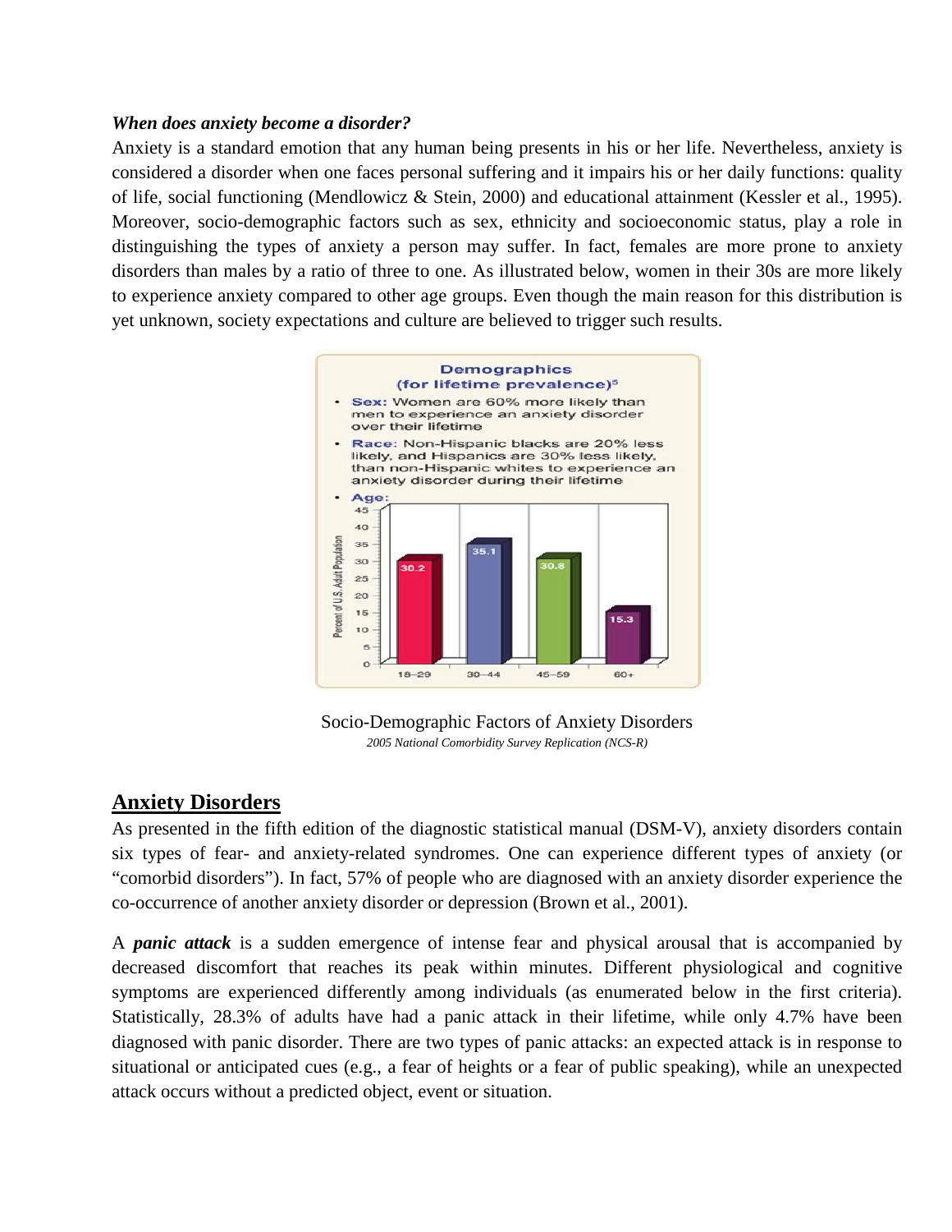***When does anxiety become a disorder?***

Anxiety is a standard emotion that any human being presents in his or her life. Nevertheless, anxiety is considered a disorder when one faces personal suffering and it impairs his or her daily functions: quality of life, social functioning (Mendlowicz & Stein, 2000) and educational attainment (Kessler et al., 1995). Moreover, socio-demographic factors such as sex, ethnicity and socioeconomic status, play a role in distinguishing the types of anxiety a person may suffer. In fact, females are more prone to anxiety disorders than males by a ratio of three to one. As illustrated below, women in their 30s are more likely to experience anxiety compared to other age groups. Even though the main reason for this distribution is yet unknown, society expectations and culture are believed to trigger such results.

**Demographics (for lifetime prevalence)**[5]

- **Sex:** Women are 60% more likely than men to experience an anxiety disorder over their lifetime
- **Race:** Non-Hispanic blacks are 20% less likely, and Hispanics are 30% less likely, than non-Hispanic whites to experience an anxiety disorder during their lifetime
- **Age:**

| Age | Percent of U.S. Adult Population |
|---|---|
| 18–29 | 30.2 |
| 30–44 | 35.1 |
| 45–59 | 30.8 |
| 60+ | 15.3 |

Socio-Demographic Factors of Anxiety Disorders

*2005 National Comorbidity Survey Replication (NCS-R)*

## Anxiety Disorders

As presented in the fifth edition of the diagnostic statistical manual (DSM-V), anxiety disorders contain six types of fear- and anxiety-related syndromes. One can experience different types of anxiety (or "comorbid disorders"). In fact, 57% of people who are diagnosed with an anxiety disorder experience the co-occurrence of another anxiety disorder or depression (Brown et al., 2001).

A ***panic attack*** is a sudden emergence of intense fear and physical arousal that is accompanied by decreased discomfort that reaches its peak within minutes. Different physiological and cognitive symptoms are experienced differently among individuals (as enumerated below in the first criteria). Statistically, 28.3% of adults have had a panic attack in their lifetime, while only 4.7% have been diagnosed with panic disorder. There are two types of panic attacks: an expected attack is in response to situational or anticipated cues (e.g., a fear of heights or a fear of public speaking), while an unexpected attack occurs without a predicted object, event or situation.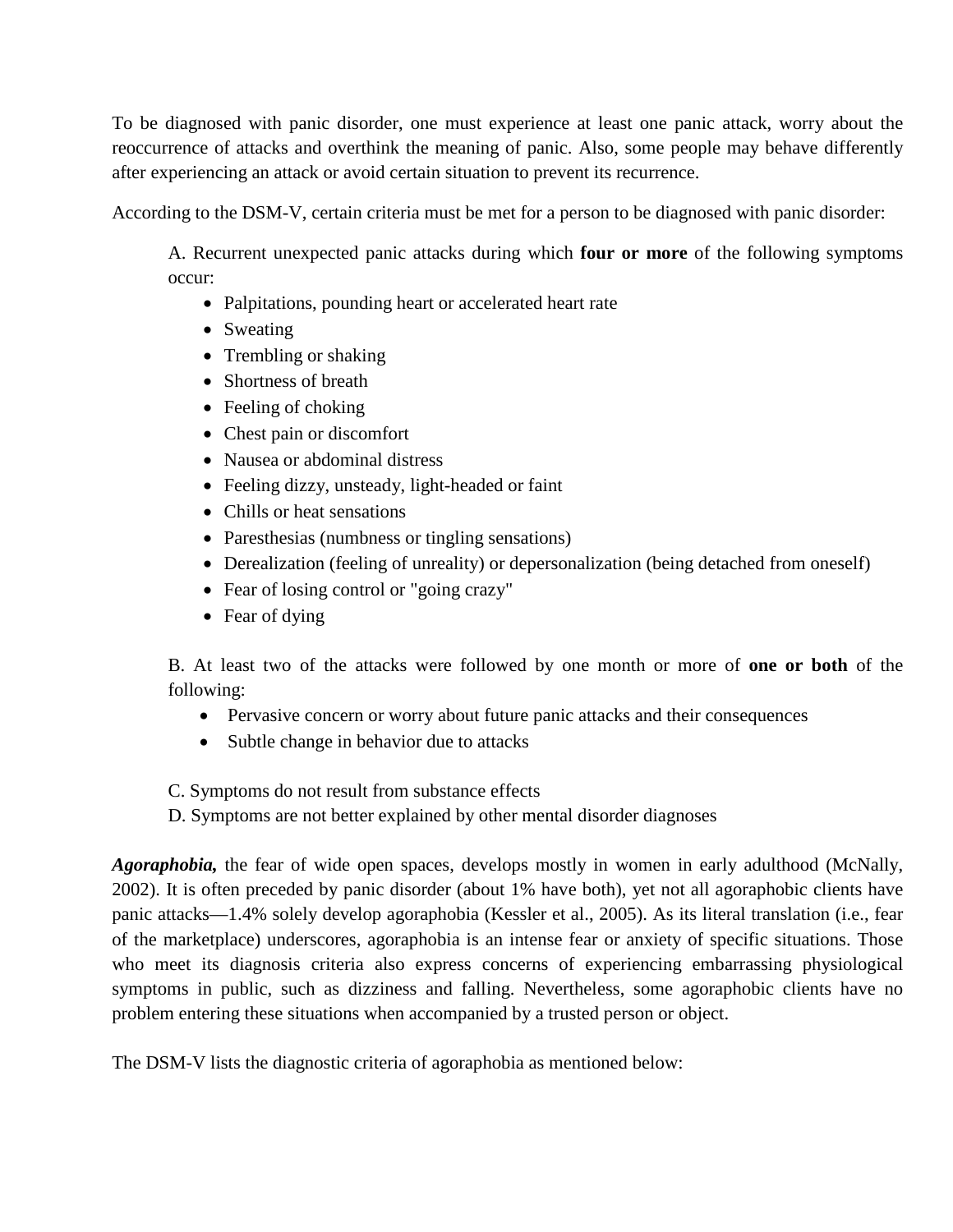To be diagnosed with panic disorder, one must experience at least one panic attack, worry about the reoccurrence of attacks and overthink the meaning of panic. Also, some people may behave differently after experiencing an attack or avoid certain situation to prevent its recurrence.

According to the DSM-V, certain criteria must be met for a person to be diagnosed with panic disorder:

A. Recurrent unexpected panic attacks during which **four or more** of the following symptoms occur:

- Palpitations, pounding heart or accelerated heart rate
- Sweating
- Trembling or shaking
- Shortness of breath
- Feeling of choking
- Chest pain or discomfort
- Nausea or abdominal distress
- Feeling dizzy, unsteady, light-headed or faint
- Chills or heat sensations
- Paresthesias (numbness or tingling sensations)
- Derealization (feeling of unreality) or depersonalization (being detached from oneself)
- Fear of losing control or "going crazy"
- Fear of dying

B. At least two of the attacks were followed by one month or more of **one or both** of the following:

- Pervasive concern or worry about future panic attacks and their consequences
- Subtle change in behavior due to attacks

C. Symptoms do not result from substance effects
D. Symptoms are not better explained by other mental disorder diagnoses

***Agoraphobia,*** the fear of wide open spaces, develops mostly in women in early adulthood (McNally, 2002). It is often preceded by panic disorder (about 1% have both), yet not all agoraphobic clients have panic attacks—1.4% solely develop agoraphobia (Kessler et al., 2005). As its literal translation (i.e., fear of the marketplace) underscores, agoraphobia is an intense fear or anxiety of specific situations. Those who meet its diagnosis criteria also express concerns of experiencing embarrassing physiological symptoms in public, such as dizziness and falling. Nevertheless, some agoraphobic clients have no problem entering these situations when accompanied by a trusted person or object.

The DSM-V lists the diagnostic criteria of agoraphobia as mentioned below: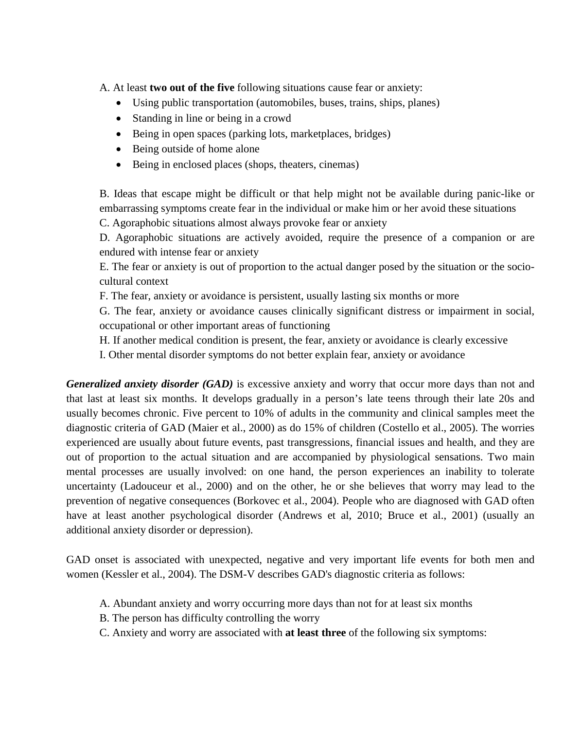A. At least **two out of the five** following situations cause fear or anxiety:

- Using public transportation (automobiles, buses, trains, ships, planes)
- Standing in line or being in a crowd
- Being in open spaces (parking lots, marketplaces, bridges)
- Being outside of home alone
- Being in enclosed places (shops, theaters, cinemas)

B. Ideas that escape might be difficult or that help might not be available during panic-like or embarrassing symptoms create fear in the individual or make him or her avoid these situations

C. Agoraphobic situations almost always provoke fear or anxiety

D. Agoraphobic situations are actively avoided, require the presence of a companion or are endured with intense fear or anxiety

E. The fear or anxiety is out of proportion to the actual danger posed by the situation or the socio-cultural context

F. The fear, anxiety or avoidance is persistent, usually lasting six months or more

G. The fear, anxiety or avoidance causes clinically significant distress or impairment in social, occupational or other important areas of functioning

H. If another medical condition is present, the fear, anxiety or avoidance is clearly excessive

I. Other mental disorder symptoms do not better explain fear, anxiety or avoidance

***Generalized anxiety disorder (GAD)*** is excessive anxiety and worry that occur more days than not and that last at least six months. It develops gradually in a person's late teens through their late 20s and usually becomes chronic. Five percent to 10% of adults in the community and clinical samples meet the diagnostic criteria of GAD (Maier et al., 2000) as do 15% of children (Costello et al., 2005). The worries experienced are usually about future events, past transgressions, financial issues and health, and they are out of proportion to the actual situation and are accompanied by physiological sensations. Two main mental processes are usually involved: on one hand, the person experiences an inability to tolerate uncertainty (Ladouceur et al., 2000) and on the other, he or she believes that worry may lead to the prevention of negative consequences (Borkovec et al., 2004). People who are diagnosed with GAD often have at least another psychological disorder (Andrews et al, 2010; Bruce et al., 2001) (usually an additional anxiety disorder or depression).

GAD onset is associated with unexpected, negative and very important life events for both men and women (Kessler et al., 2004). The DSM-V describes GAD's diagnostic criteria as follows:

A. Abundant anxiety and worry occurring more days than not for at least six months

B. The person has difficulty controlling the worry

C. Anxiety and worry are associated with **at least three** of the following six symptoms: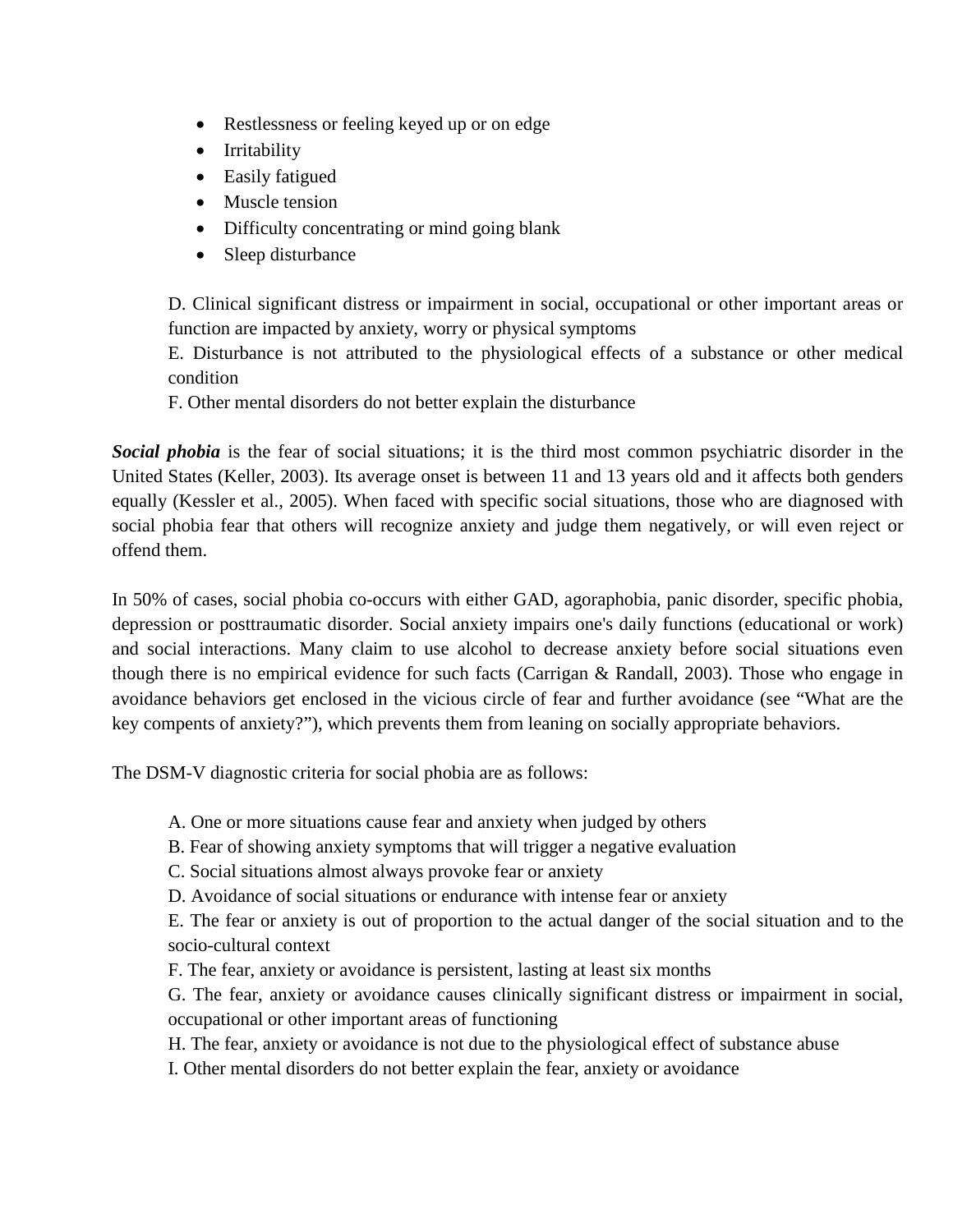- Restlessness or feeling keyed up or on edge
- Irritability
- Easily fatigued
- Muscle tension
- Difficulty concentrating or mind going blank
- Sleep disturbance

D. Clinical significant distress or impairment in social, occupational or other important areas or function are impacted by anxiety, worry or physical symptoms
E. Disturbance is not attributed to the physiological effects of a substance or other medical condition
F. Other mental disorders do not better explain the disturbance

***Social phobia*** is the fear of social situations; it is the third most common psychiatric disorder in the United States (Keller, 2003). Its average onset is between 11 and 13 years old and it affects both genders equally (Kessler et al., 2005). When faced with specific social situations, those who are diagnosed with social phobia fear that others will recognize anxiety and judge them negatively, or will even reject or offend them.

In 50% of cases, social phobia co-occurs with either GAD, agoraphobia, panic disorder, specific phobia, depression or posttraumatic disorder. Social anxiety impairs one's daily functions (educational or work) and social interactions. Many claim to use alcohol to decrease anxiety before social situations even though there is no empirical evidence for such facts (Carrigan & Randall, 2003). Those who engage in avoidance behaviors get enclosed in the vicious circle of fear and further avoidance (see "What are the key compents of anxiety?"), which prevents them from leaning on socially appropriate behaviors.

The DSM-V diagnostic criteria for social phobia are as follows:

A. One or more situations cause fear and anxiety when judged by others
B. Fear of showing anxiety symptoms that will trigger a negative evaluation
C. Social situations almost always provoke fear or anxiety
D. Avoidance of social situations or endurance with intense fear or anxiety
E. The fear or anxiety is out of proportion to the actual danger of the social situation and to the socio-cultural context
F. The fear, anxiety or avoidance is persistent, lasting at least six months
G. The fear, anxiety or avoidance causes clinically significant distress or impairment in social, occupational or other important areas of functioning
H. The fear, anxiety or avoidance is not due to the physiological effect of substance abuse
I. Other mental disorders do not better explain the fear, anxiety or avoidance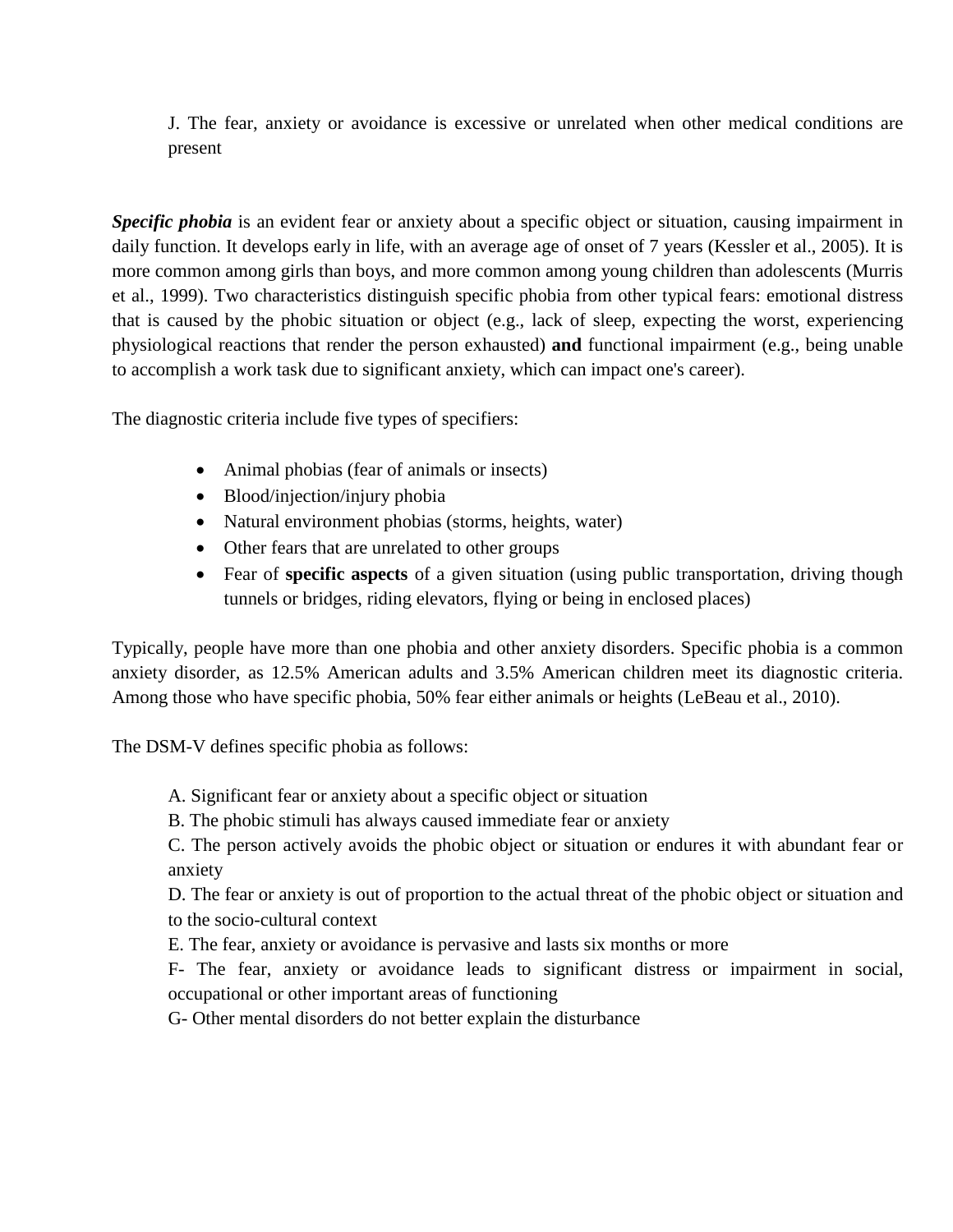J. The fear, anxiety or avoidance is excessive or unrelated when other medical conditions are present

***Specific phobia*** is an evident fear or anxiety about a specific object or situation, causing impairment in daily function. It develops early in life, with an average age of onset of 7 years (Kessler et al., 2005). It is more common among girls than boys, and more common among young children than adolescents (Murris et al., 1999). Two characteristics distinguish specific phobia from other typical fears: emotional distress that is caused by the phobic situation or object (e.g., lack of sleep, expecting the worst, experiencing physiological reactions that render the person exhausted) **and** functional impairment (e.g., being unable to accomplish a work task due to significant anxiety, which can impact one's career).

The diagnostic criteria include five types of specifiers:

- Animal phobias (fear of animals or insects)
- Blood/injection/injury phobia
- Natural environment phobias (storms, heights, water)
- Other fears that are unrelated to other groups
- Fear of **specific aspects** of a given situation (using public transportation, driving though tunnels or bridges, riding elevators, flying or being in enclosed places)

Typically, people have more than one phobia and other anxiety disorders. Specific phobia is a common anxiety disorder, as 12.5% American adults and 3.5% American children meet its diagnostic criteria. Among those who have specific phobia, 50% fear either animals or heights (LeBeau et al., 2010).

The DSM-V defines specific phobia as follows:

A. Significant fear or anxiety about a specific object or situation
B. The phobic stimuli has always caused immediate fear or anxiety
C. The person actively avoids the phobic object or situation or endures it with abundant fear or anxiety
D. The fear or anxiety is out of proportion to the actual threat of the phobic object or situation and to the socio-cultural context
E. The fear, anxiety or avoidance is pervasive and lasts six months or more
F- The fear, anxiety or avoidance leads to significant distress or impairment in social, occupational or other important areas of functioning
G- Other mental disorders do not better explain the disturbance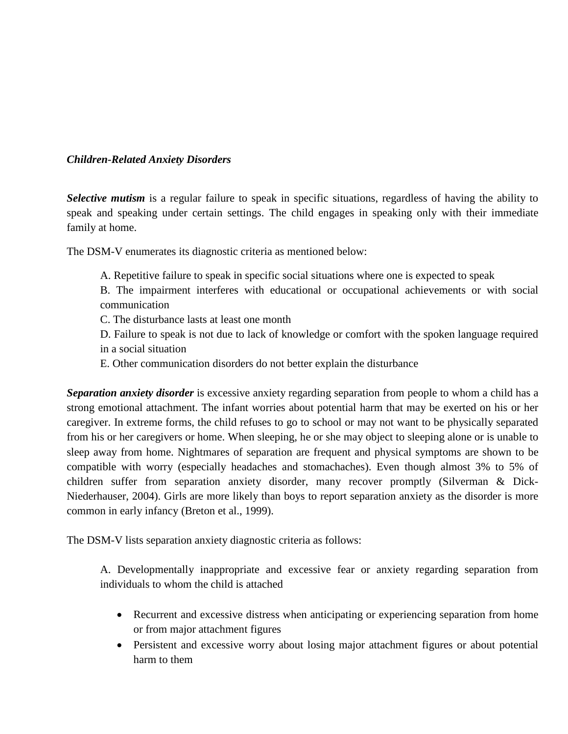***Children-Related Anxiety Disorders***

***Selective mutism*** is a regular failure to speak in specific situations, regardless of having the ability to speak and speaking under certain settings. The child engages in speaking only with their immediate family at home.

The DSM-V enumerates its diagnostic criteria as mentioned below:

A. Repetitive failure to speak in specific social situations where one is expected to speak
B. The impairment interferes with educational or occupational achievements or with social communication
C. The disturbance lasts at least one month
D. Failure to speak is not due to lack of knowledge or comfort with the spoken language required in a social situation
E. Other communication disorders do not better explain the disturbance

***Separation anxiety disorder*** is excessive anxiety regarding separation from people to whom a child has a strong emotional attachment. The infant worries about potential harm that may be exerted on his or her caregiver. In extreme forms, the child refuses to go to school or may not want to be physically separated from his or her caregivers or home. When sleeping, he or she may object to sleeping alone or is unable to sleep away from home. Nightmares of separation are frequent and physical symptoms are shown to be compatible with worry (especially headaches and stomachaches). Even though almost 3% to 5% of children suffer from separation anxiety disorder, many recover promptly (Silverman & Dick-Niederhauser, 2004). Girls are more likely than boys to report separation anxiety as the disorder is more common in early infancy (Breton et al., 1999).

The DSM-V lists separation anxiety diagnostic criteria as follows:

A. Developmentally inappropriate and excessive fear or anxiety regarding separation from individuals to whom the child is attached

- Recurrent and excessive distress when anticipating or experiencing separation from home or from major attachment figures
- Persistent and excessive worry about losing major attachment figures or about potential harm to them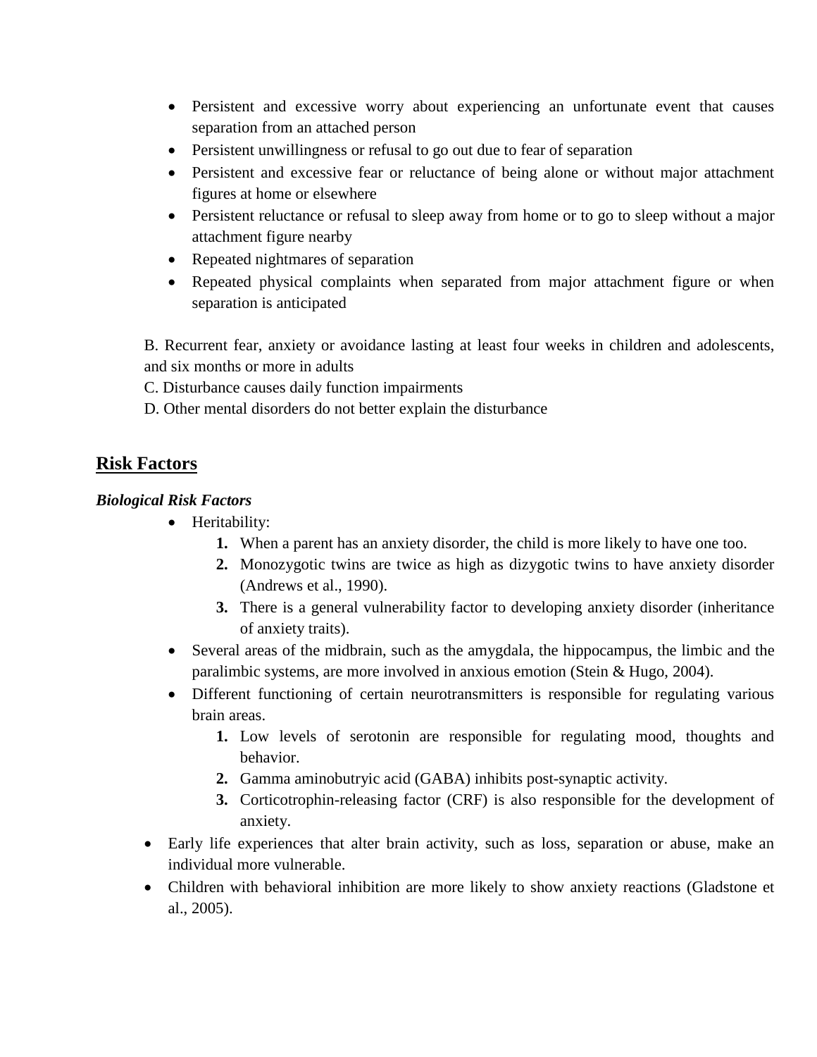- Persistent and excessive worry about experiencing an unfortunate event that causes separation from an attached person
- Persistent unwillingness or refusal to go out due to fear of separation
- Persistent and excessive fear or reluctance of being alone or without major attachment figures at home or elsewhere
- Persistent reluctance or refusal to sleep away from home or to go to sleep without a major attachment figure nearby
- Repeated nightmares of separation
- Repeated physical complaints when separated from major attachment figure or when separation is anticipated

B. Recurrent fear, anxiety or avoidance lasting at least four weeks in children and adolescents, and six months or more in adults

C. Disturbance causes daily function impairments

D. Other mental disorders do not better explain the disturbance

## Risk Factors

***Biological Risk Factors***

- Heritability:
    1. When a parent has an anxiety disorder, the child is more likely to have one too.
    2. Monozygotic twins are twice as high as dizygotic twins to have anxiety disorder (Andrews et al., 1990).
    3. There is a general vulnerability factor to developing anxiety disorder (inheritance of anxiety traits).
- Several areas of the midbrain, such as the amygdala, the hippocampus, the limbic and the paralimbic systems, are more involved in anxious emotion (Stein & Hugo, 2004).
- Different functioning of certain neurotransmitters is responsible for regulating various brain areas.
    1. Low levels of serotonin are responsible for regulating mood, thoughts and behavior.
    2. Gamma aminobutryic acid (GABA) inhibits post-synaptic activity.
    3. Corticotrophin-releasing factor (CRF) is also responsible for the development of anxiety.
- Early life experiences that alter brain activity, such as loss, separation or abuse, make an individual more vulnerable.
- Children with behavioral inhibition are more likely to show anxiety reactions (Gladstone et al., 2005).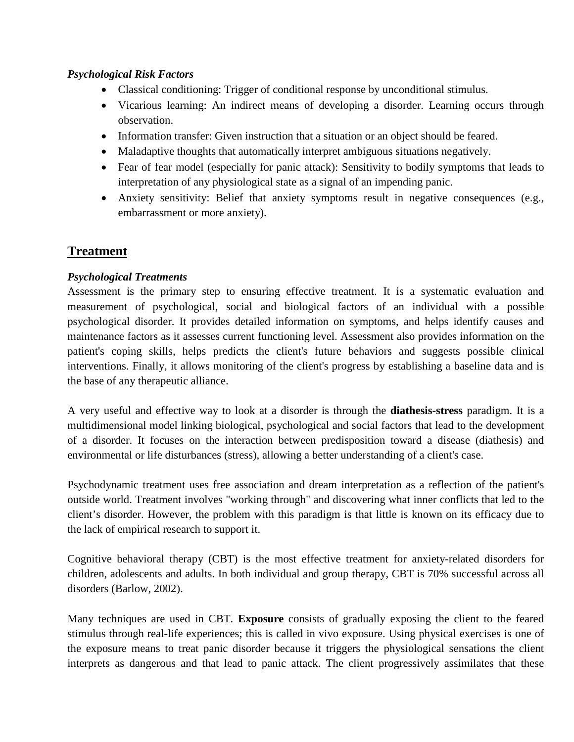***Psychological Risk Factors***

- Classical conditioning: Trigger of conditional response by unconditional stimulus.
- Vicarious learning: An indirect means of developing a disorder. Learning occurs through observation.
- Information transfer: Given instruction that a situation or an object should be feared.
- Maladaptive thoughts that automatically interpret ambiguous situations negatively.
- Fear of fear model (especially for panic attack): Sensitivity to bodily symptoms that leads to interpretation of any physiological state as a signal of an impending panic.
- Anxiety sensitivity: Belief that anxiety symptoms result in negative consequences (e.g., embarrassment or more anxiety).

## Treatment

***Psychological Treatments***

Assessment is the primary step to ensuring effective treatment. It is a systematic evaluation and measurement of psychological, social and biological factors of an individual with a possible psychological disorder. It provides detailed information on symptoms, and helps identify causes and maintenance factors as it assesses current functioning level. Assessment also provides information on the patient's coping skills, helps predicts the client's future behaviors and suggests possible clinical interventions. Finally, it allows monitoring of the client's progress by establishing a baseline data and is the base of any therapeutic alliance.

A very useful and effective way to look at a disorder is through the **diathesis-stress** paradigm. It is a multidimensional model linking biological, psychological and social factors that lead to the development of a disorder. It focuses on the interaction between predisposition toward a disease (diathesis) and environmental or life disturbances (stress), allowing a better understanding of a client's case.

Psychodynamic treatment uses free association and dream interpretation as a reflection of the patient's outside world. Treatment involves "working through" and discovering what inner conflicts that led to the client's disorder. However, the problem with this paradigm is that little is known on its efficacy due to the lack of empirical research to support it.

Cognitive behavioral therapy (CBT) is the most effective treatment for anxiety-related disorders for children, adolescents and adults. In both individual and group therapy, CBT is 70% successful across all disorders (Barlow, 2002).

Many techniques are used in CBT. **Exposure** consists of gradually exposing the client to the feared stimulus through real-life experiences; this is called in vivo exposure. Using physical exercises is one of the exposure means to treat panic disorder because it triggers the physiological sensations the client interprets as dangerous and that lead to panic attack. The client progressively assimilates that these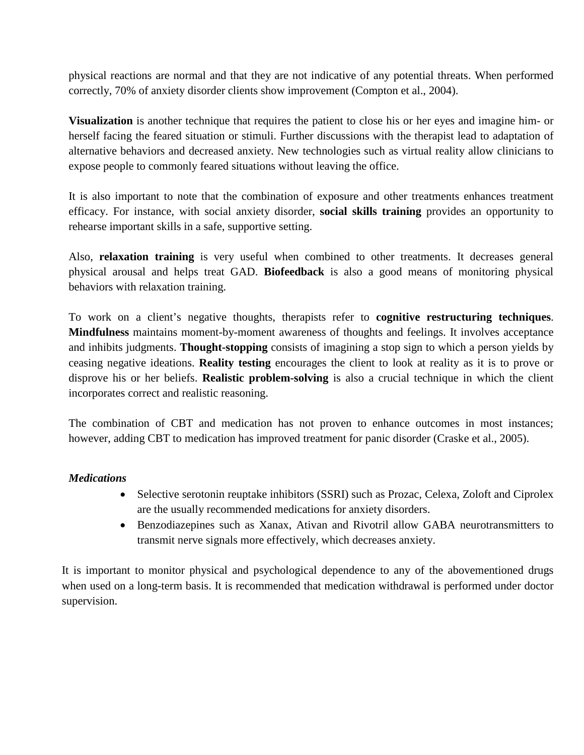physical reactions are normal and that they are not indicative of any potential threats. When performed correctly, 70% of anxiety disorder clients show improvement (Compton et al., 2004).

**Visualization** is another technique that requires the patient to close his or her eyes and imagine him- or herself facing the feared situation or stimuli. Further discussions with the therapist lead to adaptation of alternative behaviors and decreased anxiety. New technologies such as virtual reality allow clinicians to expose people to commonly feared situations without leaving the office.

It is also important to note that the combination of exposure and other treatments enhances treatment efficacy. For instance, with social anxiety disorder, **social skills training** provides an opportunity to rehearse important skills in a safe, supportive setting.

Also, **relaxation training** is very useful when combined to other treatments. It decreases general physical arousal and helps treat GAD. **Biofeedback** is also a good means of monitoring physical behaviors with relaxation training.

To work on a client's negative thoughts, therapists refer to **cognitive restructuring techniques**. **Mindfulness** maintains moment-by-moment awareness of thoughts and feelings. It involves acceptance and inhibits judgments. **Thought-stopping** consists of imagining a stop sign to which a person yields by ceasing negative ideations. **Reality testing** encourages the client to look at reality as it is to prove or disprove his or her beliefs. **Realistic problem-solving** is also a crucial technique in which the client incorporates correct and realistic reasoning.

The combination of CBT and medication has not proven to enhance outcomes in most instances; however, adding CBT to medication has improved treatment for panic disorder (Craske et al., 2005).

***Medications***

- Selective serotonin reuptake inhibitors (SSRI) such as Prozac, Celexa, Zoloft and Ciprolex are the usually recommended medications for anxiety disorders.
- Benzodiazepines such as Xanax, Ativan and Rivotril allow GABA neurotransmitters to transmit nerve signals more effectively, which decreases anxiety.

It is important to monitor physical and psychological dependence to any of the abovementioned drugs when used on a long-term basis. It is recommended that medication withdrawal is performed under doctor supervision.